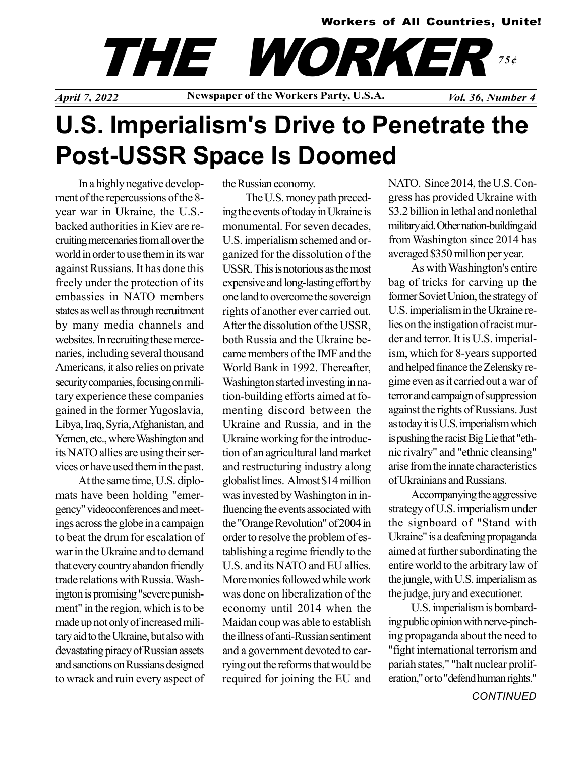Workers of All Countries, Unite!

# THE WORKER

75¢

*April 7, 2022* — **Newspaper of the Workers Party, U.S.A.** — *Vol. 36, Number 4*

# U.S. Imperialism's Drive to Penetrate the Post-USSR Space Is Doomed

In a highly negative development of the repercussions of the 8-year war in Ukraine, the U.S.-backed authorities in Kiev are recruiting mercenaries from all over the world in order to use them in its war against Russians. It has done this freely under the protection of its embassies in NATO members states as well as through recruitment by many media channels and websites. In recruiting these mercenaries, including several thousand Americans, it also relies on private security companies, focusing on military experience these companies gained in the former Yugoslavia, Libya, Iraq, Syria, Afghanistan, and Yemen, etc., where Washington and its NATO allies are using their services or have used them in the past.

At the same time, U.S. diplomats have been holding "emergency" videoconferences and meetings across the globe in a campaign to beat the drum for escalation of war in the Ukraine and to demand that every country abandon friendly trade relations with Russia. Washington is promising "severe punishment" in the region, which is to be made up not only of increased military aid to the Ukraine, but also with devastating piracy of Russian assets and sanctions on Russians designed to wrack and ruin every aspect of the Russian economy.

The U.S. money path preceding the events of today in Ukraine is monumental. For seven decades, U.S. imperialism schemed and organized for the dissolution of the USSR. This is notorious as the most expensive and long-lasting effort by one land to overcome the sovereign rights of another ever carried out. After the dissolution of the USSR, both Russia and the Ukraine became members of the IMF and the World Bank in 1992. Thereafter, Washington started investing in nation-building efforts aimed at fomenting discord between the Ukraine and Russia, and in the Ukraine working for the introduction of an agricultural land market and restructuring industry along globalist lines. Almost $14 million was invested by Washington in influencing the events associated with the "Orange Revolution" of 2004 in order to resolve the problem of establishing a regime friendly to the U.S. and its NATO and EU allies. More monies followed while work was done on liberalization of the economy until 2014 when the Maidan coup was able to establish the illness of anti-Russian sentiment and a government devoted to carrying out the reforms that would be required for joining the EU and NATO. Since 2014, the U.S. Congress has provided Ukraine with $3.2 billion in lethal and nonlethal military aid. Other nation-building aid from Washington since 2014 has averaged $350 million per year.

As with Washington's entire bag of tricks for carving up the former Soviet Union, the strategy of U.S. imperialism in the Ukraine relies on the instigation of racist murder and terror. It is U.S. imperialism, which for 8-years supported and helped finance the Zelensky regime even as it carried out a war of terror and campaign of suppression against the rights of Russians. Just as today it is U.S. imperialism which is pushing the racist Big Lie that "ethnic rivalry" and "ethnic cleansing" arise from the innate characteristics of Ukrainians and Russians.

Accompanying the aggressive strategy of U.S. imperialism under the signboard of "Stand with Ukraine" is a deafening propaganda aimed at further subordinating the entire world to the arbitrary law of the jungle, with U.S. imperialism as the judge, jury and executioner.

U.S. imperialism is bombarding public opinion with nerve-pinching propaganda about the need to "fight international terrorism and pariah states," "halt nuclear proliferation," or to "defend human rights."

*CONTINUED*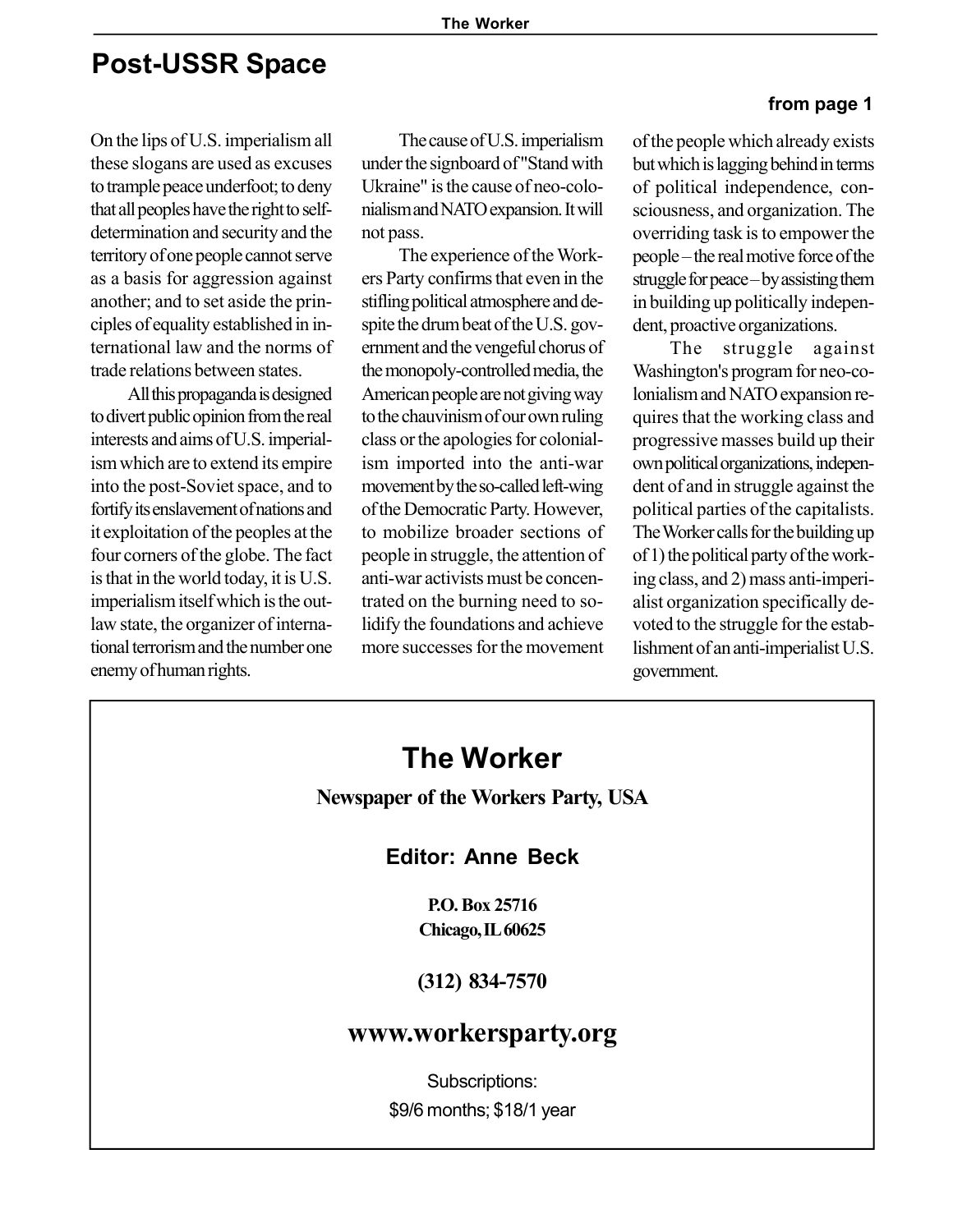## Post-USSR Space

**from page 1**

On the lips of U.S. imperialism all these slogans are used as excuses to trample peace underfoot; to deny that all peoples have the right to self-determination and security and the territory of one people cannot serve as a basis for aggression against another; and to set aside the principles of equality established in international law and the norms of trade relations between states.

All this propaganda is designed to divert public opinion from the real interests and aims of U.S. imperialism which are to extend its empire into the post-Soviet space, and to fortify its enslavement of nations and it exploitation of the peoples at the four corners of the globe. The fact is that in the world today, it is U.S. imperialism itself which is the outlaw state, the organizer of international terrorism and the number one enemy of human rights.

The cause of U.S. imperialism under the signboard of "Stand with Ukraine" is the cause of neo-colonialism and NATO expansion. It will not pass.

The experience of the Workers Party confirms that even in the stifling political atmosphere and despite the drum beat of the U.S. government and the vengeful chorus of the monopoly-controlled media, the American people are not giving way to the chauvinism of our own ruling class or the apologies for colonialism imported into the anti-war movement by the so-called left-wing of the Democratic Party. However, to mobilize broader sections of people in struggle, the attention of anti-war activists must be concentrated on the burning need to solidify the foundations and achieve more successes for the movement of the people which already exists but which is lagging behind in terms of political independence, consciousness, and organization. The overriding task is to empower the people – the real motive force of the struggle for peace – by assisting them in building up politically independent, proactive organizations.

The struggle against Washington's program for neo-colonialism and NATO expansion requires that the working class and progressive masses build up their own political organizations, independent of and in struggle against the political parties of the capitalists. The Worker calls for the building up of 1) the political party of the working class, and 2) mass anti-imperialist organization specifically devoted to the struggle for the establishment of an anti-imperialist U.S. government.

---

# The Worker

**Newspaper of the Workers Party, USA**

**Editor: Anne Beck**

**P.O. Box 25716**
**Chicago, IL 60625**

**(312) 834-7570**

## www.workersparty.org

Subscriptions:
$9/6 months; $18/1 year